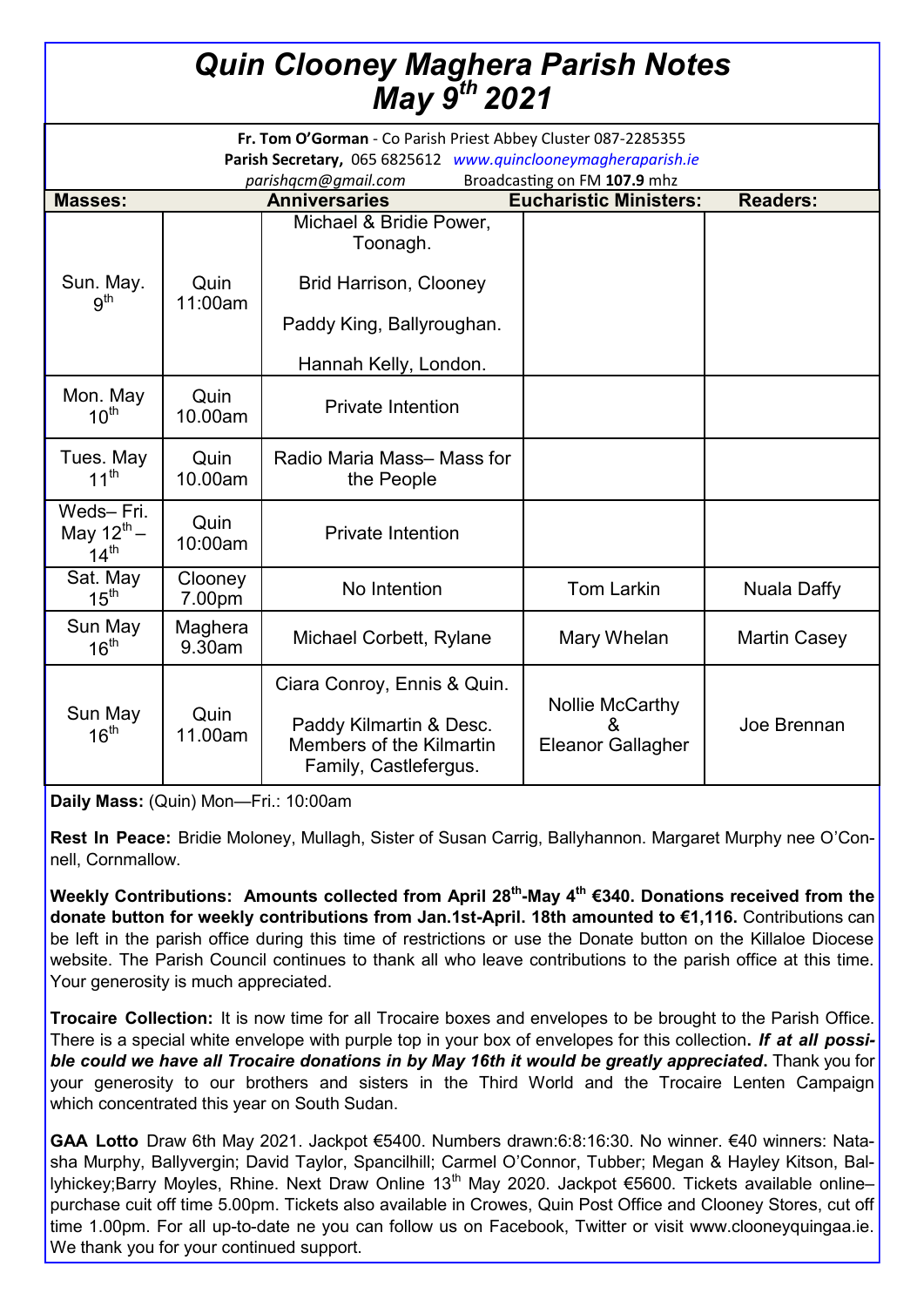# *Quin Clooney Maghera Parish Notes May 9th 2021*

**Fr. Tom O'Gorman** - Co Parish Priest Abbey Cluster 087-2285355
**Parish Secretary,** 065 6825612 *www.quinclooneymagheraparish.ie*
*parishqcm@gmail.com* Broadcasting on FM **107.9** mhz

| Masses: | | Anniversaries | Eucharistic Ministers: | Readers: |
|---|---|---|---|---|
| Sun. May. 9th | Quin 11:00am | Michael & Bridie Power, Toonagh.<br><br>Brid Harrison, Clooney<br><br>Paddy King, Ballyroughan.<br><br>Hannah Kelly, London. | | |
| Mon. May 10th | Quin 10.00am | Private Intention | | |
| Tues. May 11th | Quin 10.00am | Radio Maria Mass– Mass for the People | | |
| Weds– Fri. May 12th – 14th | Quin 10:00am | Private Intention | | |
| Sat. May 15th | Clooney 7.00pm | No Intention | Tom Larkin | Nuala Daffy |
| Sun May 16th | Maghera 9.30am | Michael Corbett, Rylane | Mary Whelan | Martin Casey |
| Sun May 16th | Quin 11.00am | Ciara Conroy, Ennis & Quin.<br><br>Paddy Kilmartin & Desc. Members of the Kilmartin Family, Castlefergus. | Nollie McCarthy & Eleanor Gallagher | Joe Brennan |

**Daily Mass:** (Quin) Mon—Fri.: 10:00am

**Rest In Peace:** Bridie Moloney, Mullagh, Sister of Susan Carrig, Ballyhannon. Margaret Murphy nee O'Connell, Cornmallow.

**Weekly Contributions: Amounts collected from April 28th-May 4th €340. Donations received from the donate button for weekly contributions from Jan.1st-April. 18th amounted to €1,116.** Contributions can be left in the parish office during this time of restrictions or use the Donate button on the Killaloe Diocese website. The Parish Council continues to thank all who leave contributions to the parish office at this time. Your generosity is much appreciated.

**Trocaire Collection:** It is now time for all Trocaire boxes and envelopes to be brought to the Parish Office. There is a special white envelope with purple top in your box of envelopes for this collection**.** ***If at all possible could we have all Trocaire donations in by May 16th it would be greatly appreciated*.** Thank you for your generosity to our brothers and sisters in the Third World and the Trocaire Lenten Campaign which concentrated this year on South Sudan.

**GAA Lotto** Draw 6th May 2021. Jackpot €5400. Numbers drawn:6:8:16:30. No winner. €40 winners: Natasha Murphy, Ballyvergin; David Taylor, Spancilhill; Carmel O'Connor, Tubber; Megan & Hayley Kitson, Ballyhickey;Barry Moyles, Rhine. Next Draw Online 13th May 2020. Jackpot €5600. Tickets available online– purchase cuit off time 5.00pm. Tickets also available in Crowes, Quin Post Office and Clooney Stores, cut off time 1.00pm. For all up-to-date ne you can follow us on Facebook, Twitter or visit www.clooneyquingaa.ie. We thank you for your continued support.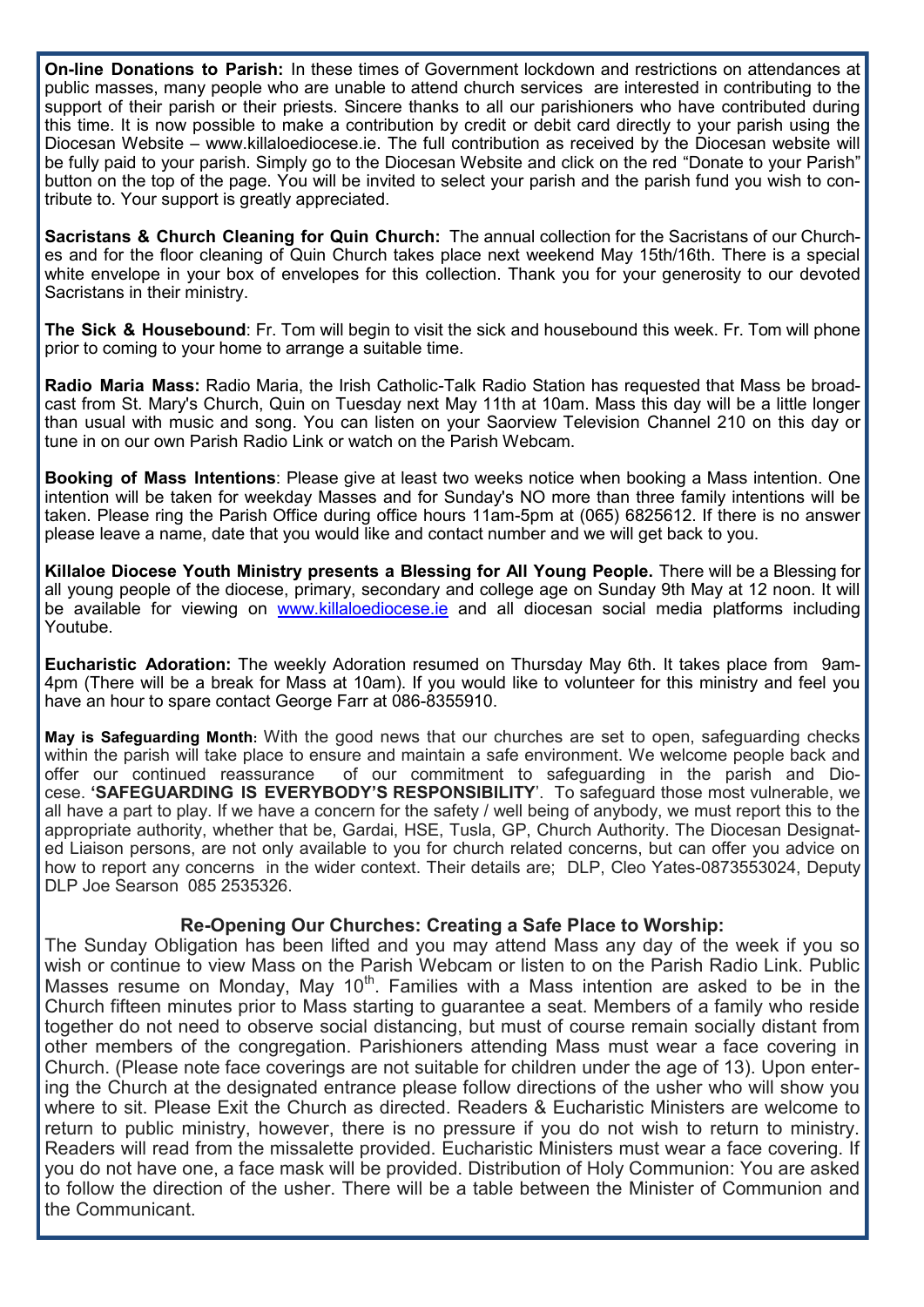**On-line Donations to Parish:** In these times of Government lockdown and restrictions on attendances at public masses, many people who are unable to attend church services are interested in contributing to the support of their parish or their priests. Sincere thanks to all our parishioners who have contributed during this time. It is now possible to make a contribution by credit or debit card directly to your parish using the Diocesan Website – www.killaloediocese.ie. The full contribution as received by the Diocesan website will be fully paid to your parish. Simply go to the Diocesan Website and click on the red "Donate to your Parish" button on the top of the page. You will be invited to select your parish and the parish fund you wish to contribute to. Your support is greatly appreciated.

**Sacristans & Church Cleaning for Quin Church:** The annual collection for the Sacristans of our Churches and for the floor cleaning of Quin Church takes place next weekend May 15th/16th. There is a special white envelope in your box of envelopes for this collection. Thank you for your generosity to our devoted Sacristans in their ministry.

**The Sick & Housebound**: Fr. Tom will begin to visit the sick and housebound this week. Fr. Tom will phone prior to coming to your home to arrange a suitable time.

**Radio Maria Mass:** Radio Maria, the Irish Catholic-Talk Radio Station has requested that Mass be broadcast from St. Mary's Church, Quin on Tuesday next May 11th at 10am. Mass this day will be a little longer than usual with music and song. You can listen on your Saorview Television Channel 210 on this day or tune in on our own Parish Radio Link or watch on the Parish Webcam.

**Booking of Mass Intentions**: Please give at least two weeks notice when booking a Mass intention. One intention will be taken for weekday Masses and for Sunday's NO more than three family intentions will be taken. Please ring the Parish Office during office hours 11am-5pm at (065) 6825612. If there is no answer please leave a name, date that you would like and contact number and we will get back to you.

**Killaloe Diocese Youth Ministry presents a Blessing for All Young People.** There will be a Blessing for all young people of the diocese, primary, secondary and college age on Sunday 9th May at 12 noon. It will be available for viewing on www.killaloediocese.ie and all diocesan social media platforms including Youtube.

**Eucharistic Adoration:** The weekly Adoration resumed on Thursday May 6th. It takes place from 9am-4pm (There will be a break for Mass at 10am). If you would like to volunteer for this ministry and feel you have an hour to spare contact George Farr at 086-8355910.

**May is Safeguarding Month:** With the good news that our churches are set to open, safeguarding checks within the parish will take place to ensure and maintain a safe environment. We welcome people back and offer our continued reassurance of our commitment to safeguarding in the parish and Diocese. **'SAFEGUARDING IS EVERYBODY'S RESPONSIBILITY'**. To safeguard those most vulnerable, we all have a part to play. If we have a concern for the safety / well being of anybody, we must report this to the appropriate authority, whether that be, Gardai, HSE, Tusla, GP, Church Authority. The Diocesan Designated Liaison persons, are not only available to you for church related concerns, but can offer you advice on how to report any concerns in the wider context. Their details are; DLP, Cleo Yates-0873553024, Deputy DLP Joe Searson 085 2535326.

## Re-Opening Our Churches: Creating a Safe Place to Worship:

The Sunday Obligation has been lifted and you may attend Mass any day of the week if you so wish or continue to view Mass on the Parish Webcam or listen to on the Parish Radio Link. Public Masses resume on Monday, May 10th. Families with a Mass intention are asked to be in the Church fifteen minutes prior to Mass starting to guarantee a seat. Members of a family who reside together do not need to observe social distancing, but must of course remain socially distant from other members of the congregation. Parishioners attending Mass must wear a face covering in Church. (Please note face coverings are not suitable for children under the age of 13). Upon entering the Church at the designated entrance please follow directions of the usher who will show you where to sit. Please Exit the Church as directed. Readers & Eucharistic Ministers are welcome to return to public ministry, however, there is no pressure if you do not wish to return to ministry. Readers will read from the missalette provided. Eucharistic Ministers must wear a face covering. If you do not have one, a face mask will be provided. Distribution of Holy Communion: You are asked to follow the direction of the usher. There will be a table between the Minister of Communion and the Communicant.